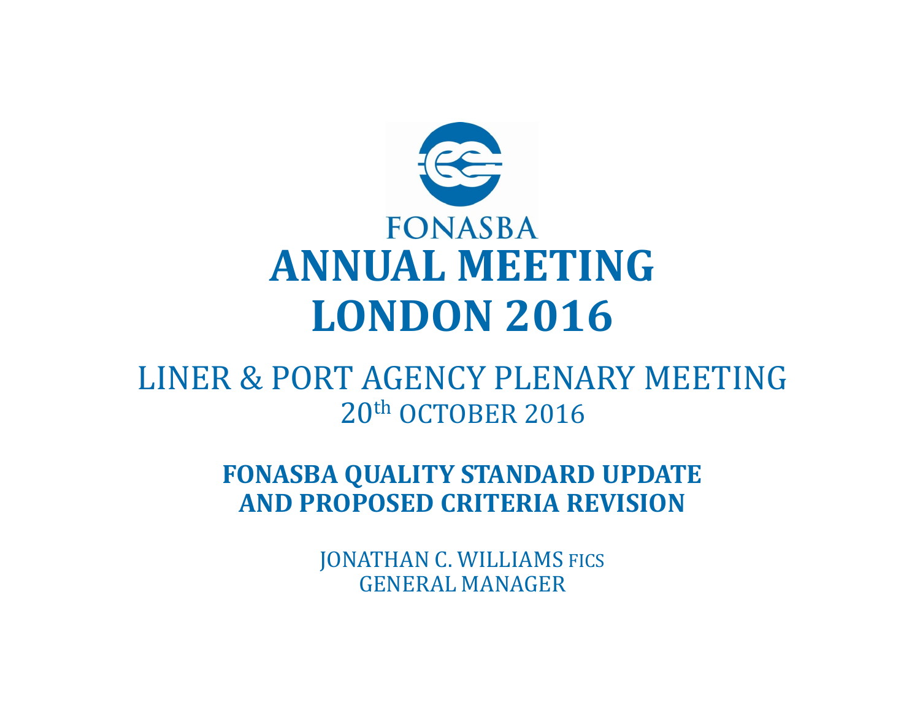FONASBA

# ANNUAL MEETING LONDON 2016

## LINER & PORT AGENCY PLENARY MEETING

20th OCTOBER 2016

## FONASBA QUALITY STANDARD UPDATE AND PROPOSED CRITERIA REVISION

JONATHAN C. WILLIAMS FICS
GENERAL MANAGER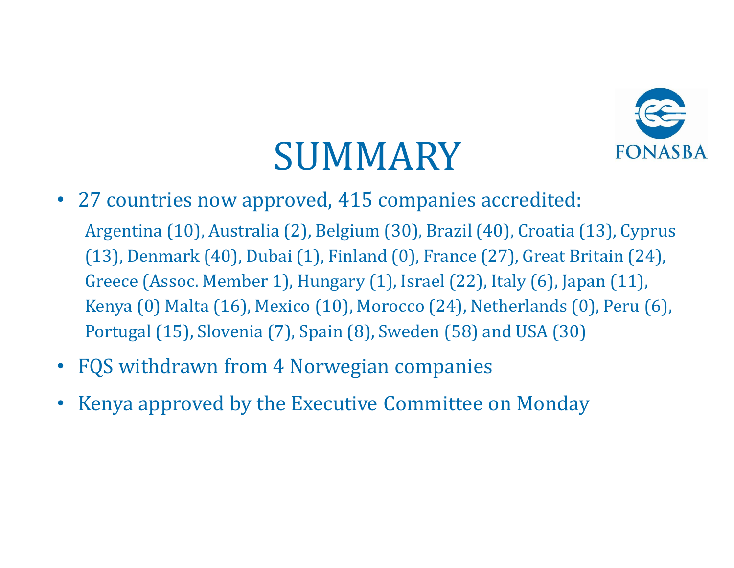# SUMMARY

FONASBA

- 27 countries now approved, 415 companies accredited:

  Argentina (10), Australia (2), Belgium (30), Brazil (40), Croatia (13), Cyprus (13), Denmark (40), Dubai (1), Finland (0), France (27), Great Britain (24), Greece (Assoc. Member 1), Hungary (1), Israel (22), Italy (6), Japan (11), Kenya (0) Malta (16), Mexico (10), Morocco (24), Netherlands (0), Peru (6), Portugal (15), Slovenia (7), Spain (8), Sweden (58) and USA (30)

- FQS withdrawn from 4 Norwegian companies
- Kenya approved by the Executive Committee on Monday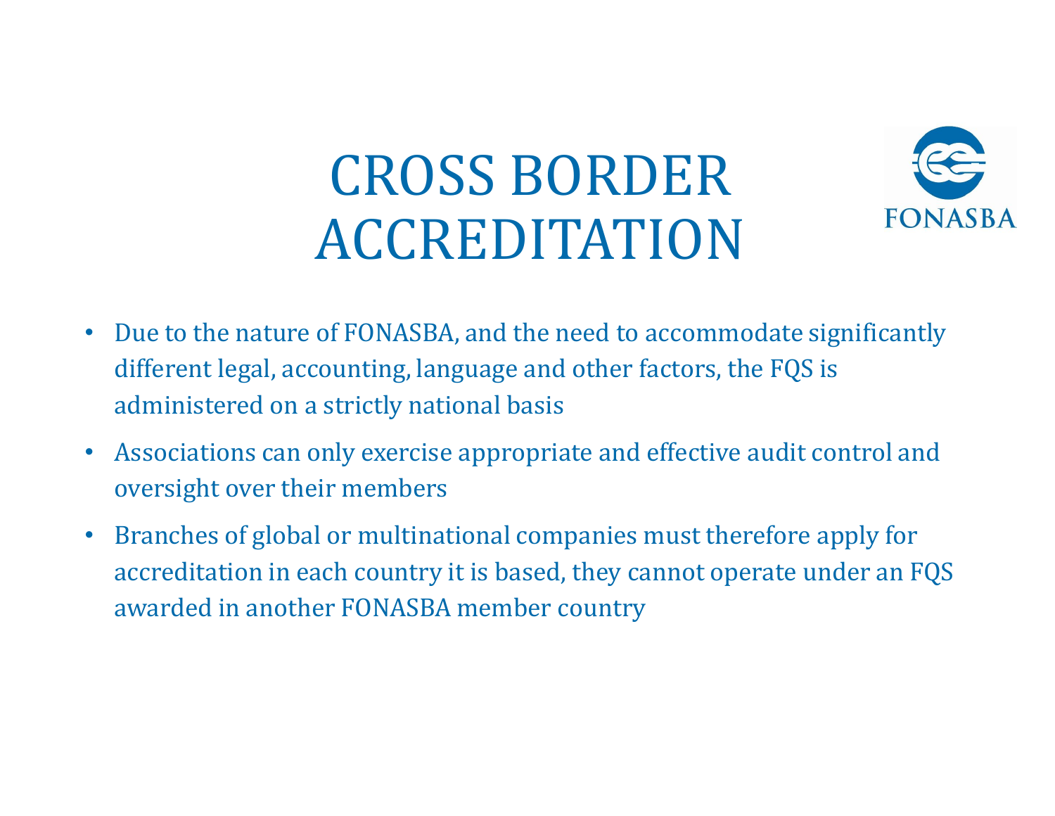# CROSS BORDER ACCREDITATION

FONASBA

- Due to the nature of FONASBA, and the need to accommodate significantly different legal, accounting, language and other factors, the FQS is administered on a strictly national basis
- Associations can only exercise appropriate and effective audit control and oversight over their members
- Branches of global or multinational companies must therefore apply for accreditation in each country it is based, they cannot operate under an FQS awarded in another FONASBA member country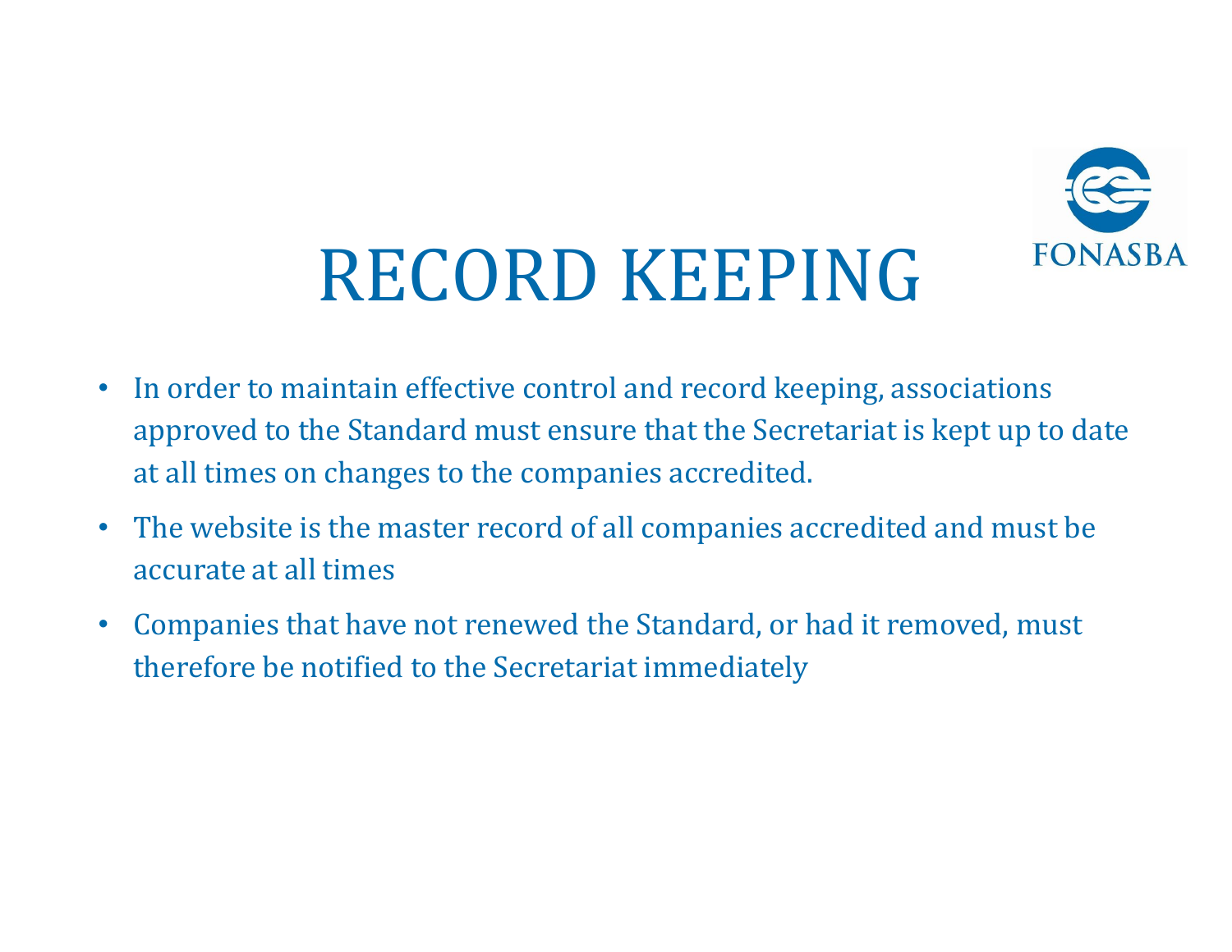# RECORD KEEPING

- In order to maintain effective control and record keeping, associations approved to the Standard must ensure that the Secretariat is kept up to date at all times on changes to the companies accredited.
- The website is the master record of all companies accredited and must be accurate at all times
- Companies that have not renewed the Standard, or had it removed, must therefore be notified to the Secretariat immediately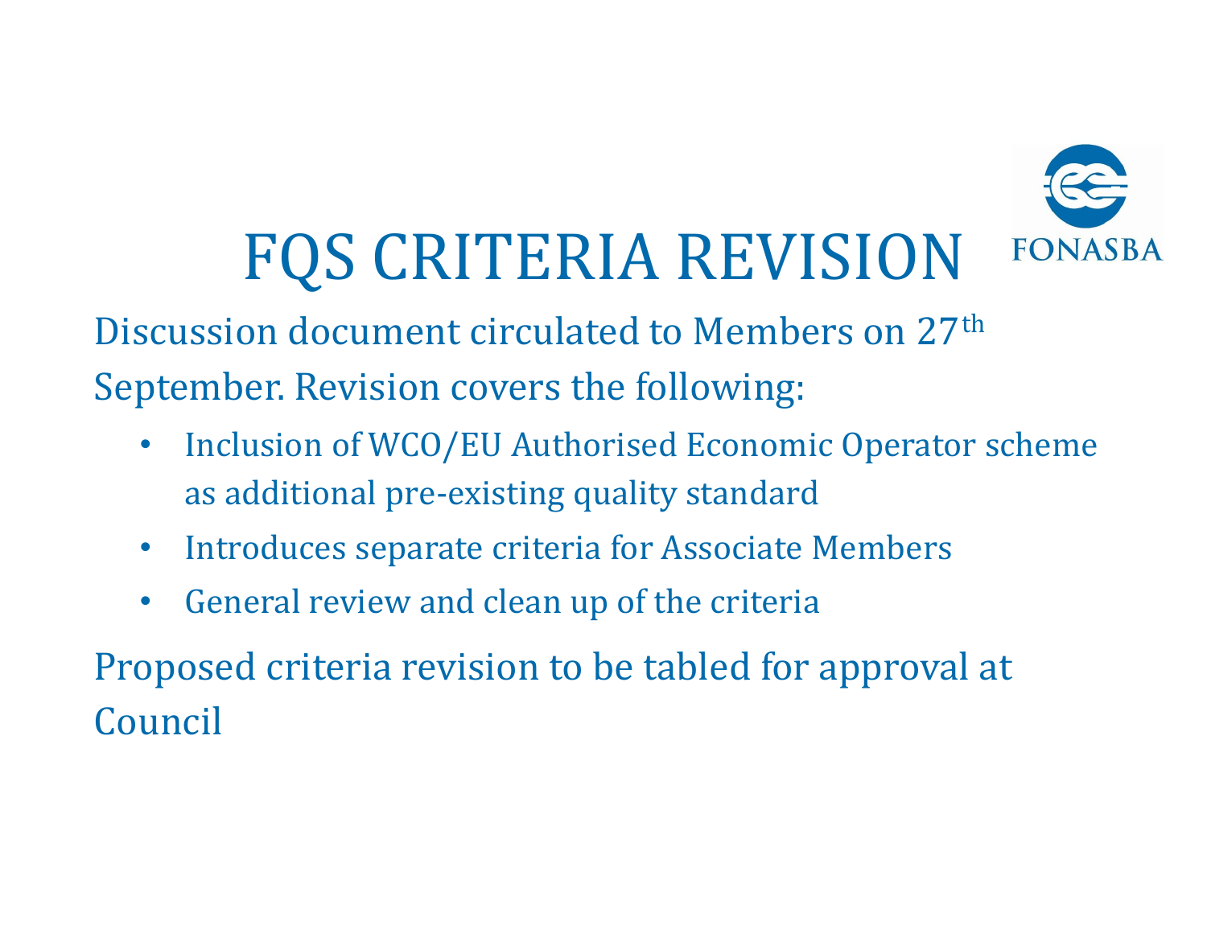# FQS CRITERIA REVISION

FONASBA

Discussion document circulated to Members on 27th September. Revision covers the following:

- Inclusion of WCO/EU Authorised Economic Operator scheme as additional pre-existing quality standard
- Introduces separate criteria for Associate Members
- General review and clean up of the criteria

Proposed criteria revision to be tabled for approval at Council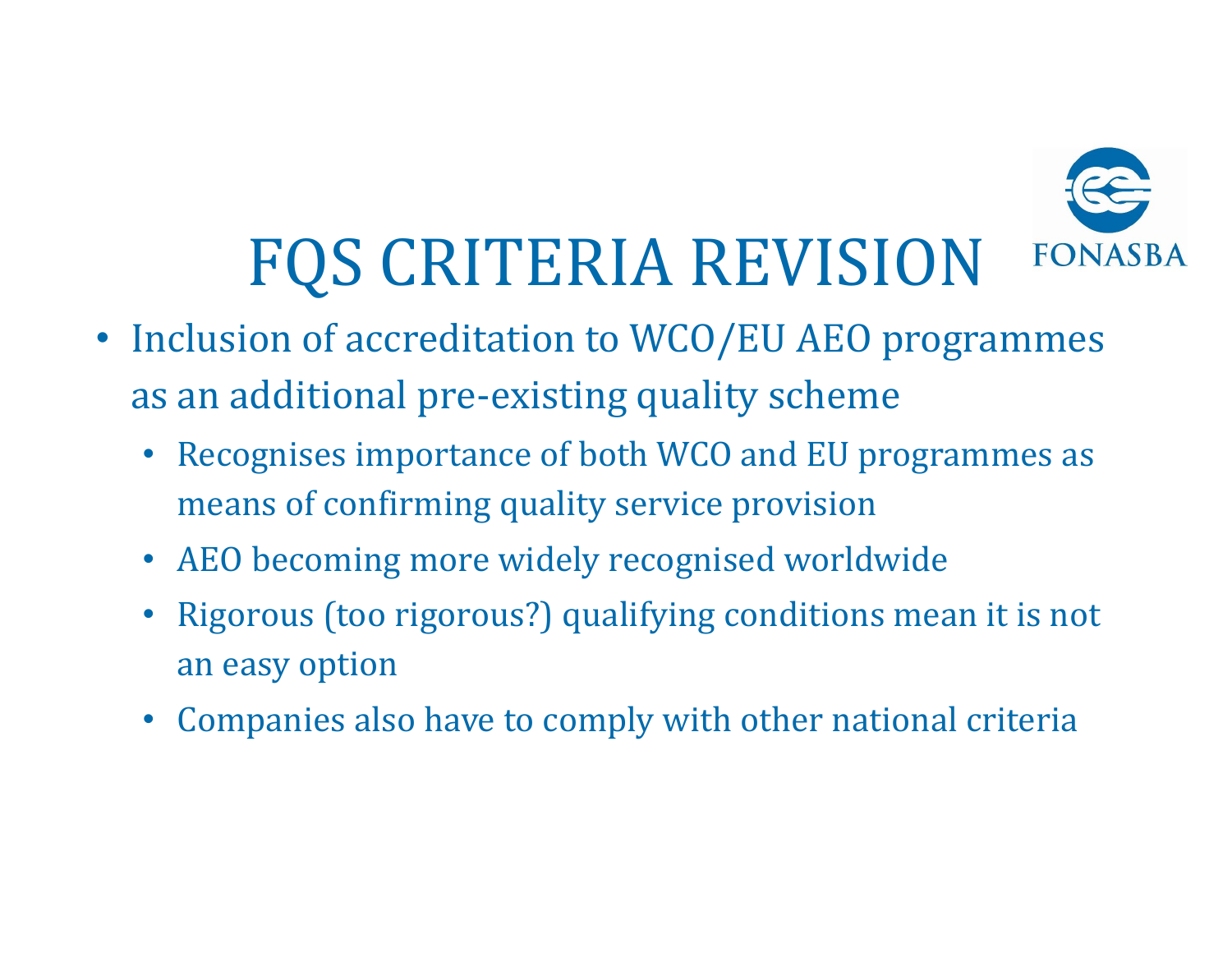# FQS CRITERIA REVISION

- Inclusion of accreditation to WCO/EU AEO programmes as an additional pre-existing quality scheme
  - Recognises importance of both WCO and EU programmes as means of confirming quality service provision
  - AEO becoming more widely recognised worldwide
  - Rigorous (too rigorous?) qualifying conditions mean it is not an easy option
  - Companies also have to comply with other national criteria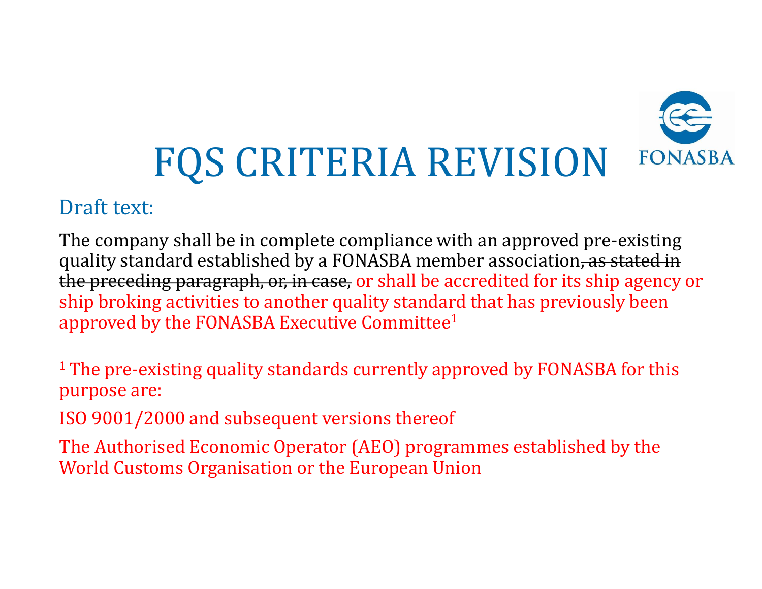# FQS CRITERIA REVISION

FONASBA

Draft text:

The company shall be in complete compliance with an approved pre-existing quality standard established by a FONASBA member association~~, as stated in the preceding paragraph, or, in case,~~ or shall be accredited for its ship agency or ship broking activities to another quality standard that has previously been approved by the FONASBA Executive Committee[1]

[1] The pre-existing quality standards currently approved by FONASBA for this purpose are:

ISO 9001/2000 and subsequent versions thereof

The Authorised Economic Operator (AEO) programmes established by the World Customs Organisation or the European Union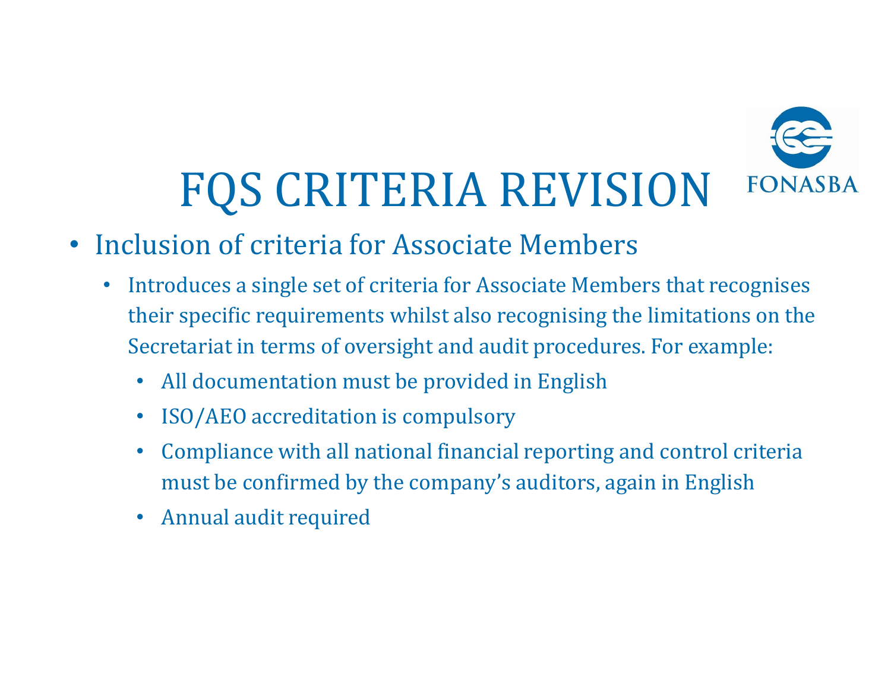# FQS CRITERIA REVISION

FONASBA

- Inclusion of criteria for Associate Members
  - Introduces a single set of criteria for Associate Members that recognises their specific requirements whilst also recognising the limitations on the Secretariat in terms of oversight and audit procedures. For example:
    - All documentation must be provided in English
    - ISO/AEO accreditation is compulsory
    - Compliance with all national financial reporting and control criteria must be confirmed by the company's auditors, again in English
    - Annual audit required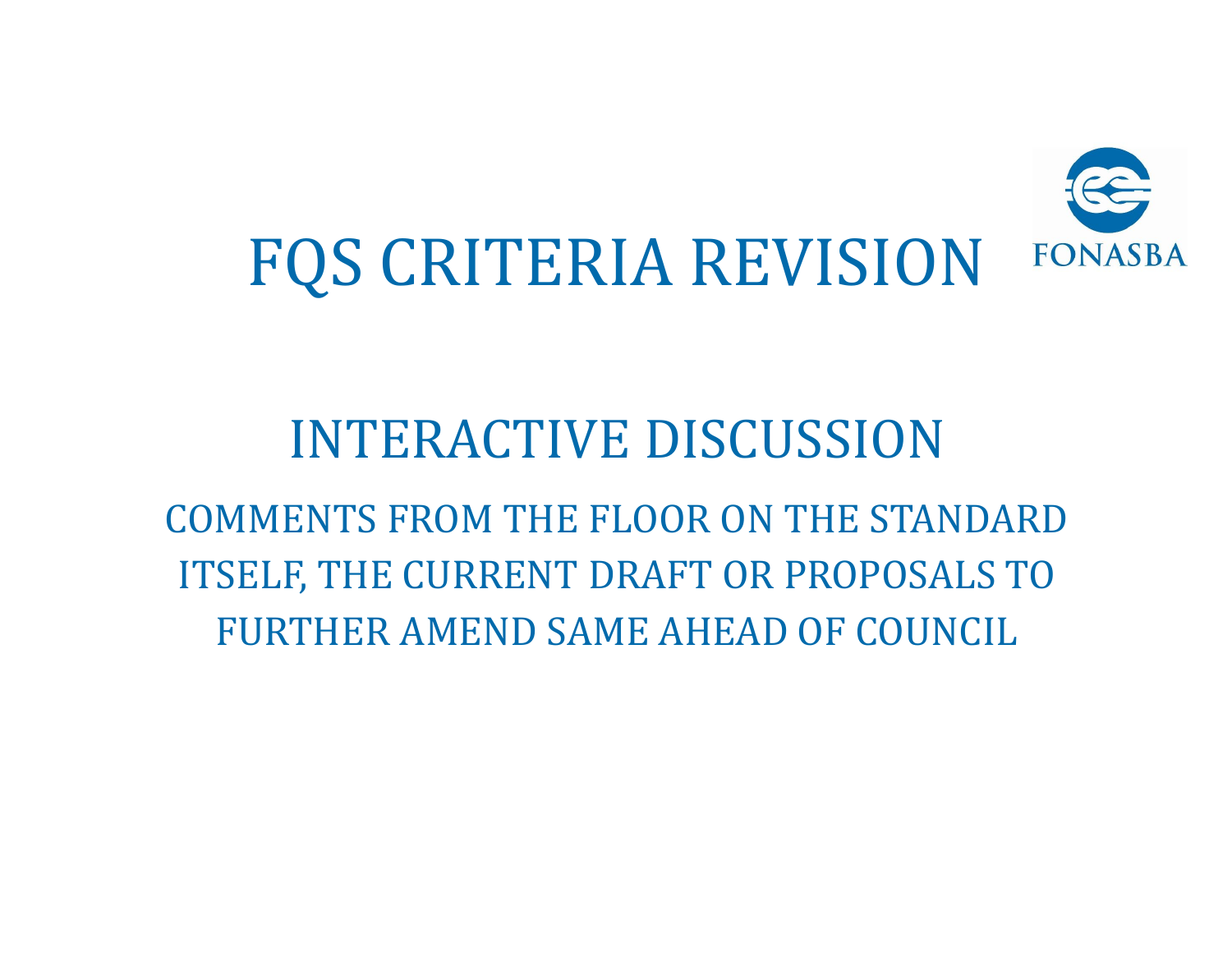# FQS CRITERIA REVISION

FONASBA

## INTERACTIVE DISCUSSION

COMMENTS FROM THE FLOOR ON THE STANDARD ITSELF, THE CURRENT DRAFT OR PROPOSALS TO FURTHER AMEND SAME AHEAD OF COUNCIL